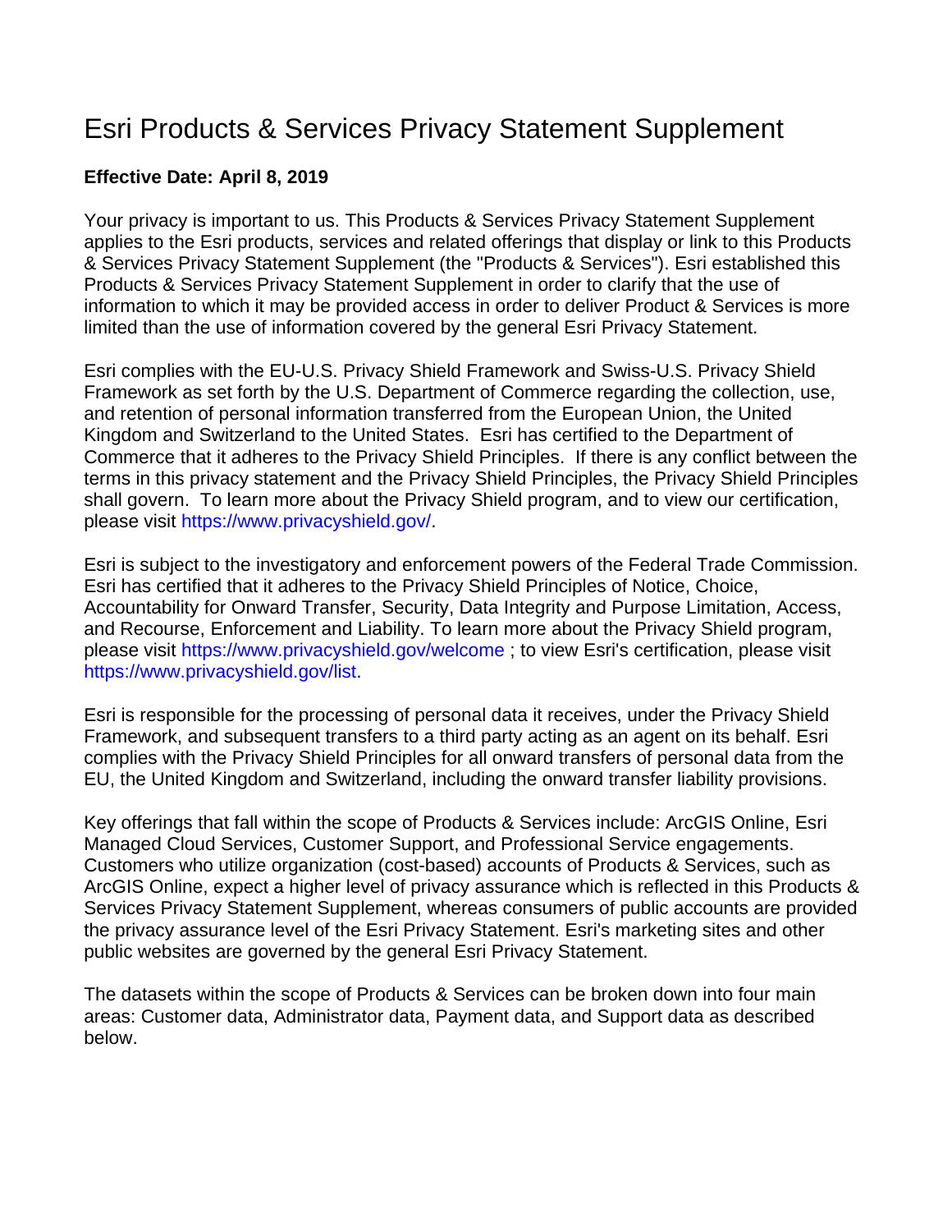# Esri Products & Services Privacy Statement Supplement

**Effective Date: April 8, 2019**

Your privacy is important to us. This Products & Services Privacy Statement Supplement applies to the Esri products, services and related offerings that display or link to this Products & Services Privacy Statement Supplement (the "Products & Services"). Esri established this Products & Services Privacy Statement Supplement in order to clarify that the use of information to which it may be provided access in order to deliver Product & Services is more limited than the use of information covered by the general Esri Privacy Statement.

Esri complies with the EU-U.S. Privacy Shield Framework and Swiss-U.S. Privacy Shield Framework as set forth by the U.S. Department of Commerce regarding the collection, use, and retention of personal information transferred from the European Union, the United Kingdom and Switzerland to the United States. Esri has certified to the Department of Commerce that it adheres to the Privacy Shield Principles. If there is any conflict between the terms in this privacy statement and the Privacy Shield Principles, the Privacy Shield Principles shall govern. To learn more about the Privacy Shield program, and to view our certification, please visit https://www.privacyshield.gov/.

Esri is subject to the investigatory and enforcement powers of the Federal Trade Commission. Esri has certified that it adheres to the Privacy Shield Principles of Notice, Choice, Accountability for Onward Transfer, Security, Data Integrity and Purpose Limitation, Access, and Recourse, Enforcement and Liability. To learn more about the Privacy Shield program, please visit https://www.privacyshield.gov/welcome ; to view Esri's certification, please visit https://www.privacyshield.gov/list.

Esri is responsible for the processing of personal data it receives, under the Privacy Shield Framework, and subsequent transfers to a third party acting as an agent on its behalf. Esri complies with the Privacy Shield Principles for all onward transfers of personal data from the EU, the United Kingdom and Switzerland, including the onward transfer liability provisions.

Key offerings that fall within the scope of Products & Services include: ArcGIS Online, Esri Managed Cloud Services, Customer Support, and Professional Service engagements. Customers who utilize organization (cost-based) accounts of Products & Services, such as ArcGIS Online, expect a higher level of privacy assurance which is reflected in this Products & Services Privacy Statement Supplement, whereas consumers of public accounts are provided the privacy assurance level of the Esri Privacy Statement. Esri's marketing sites and other public websites are governed by the general Esri Privacy Statement.

The datasets within the scope of Products & Services can be broken down into four main areas: Customer data, Administrator data, Payment data, and Support data as described below.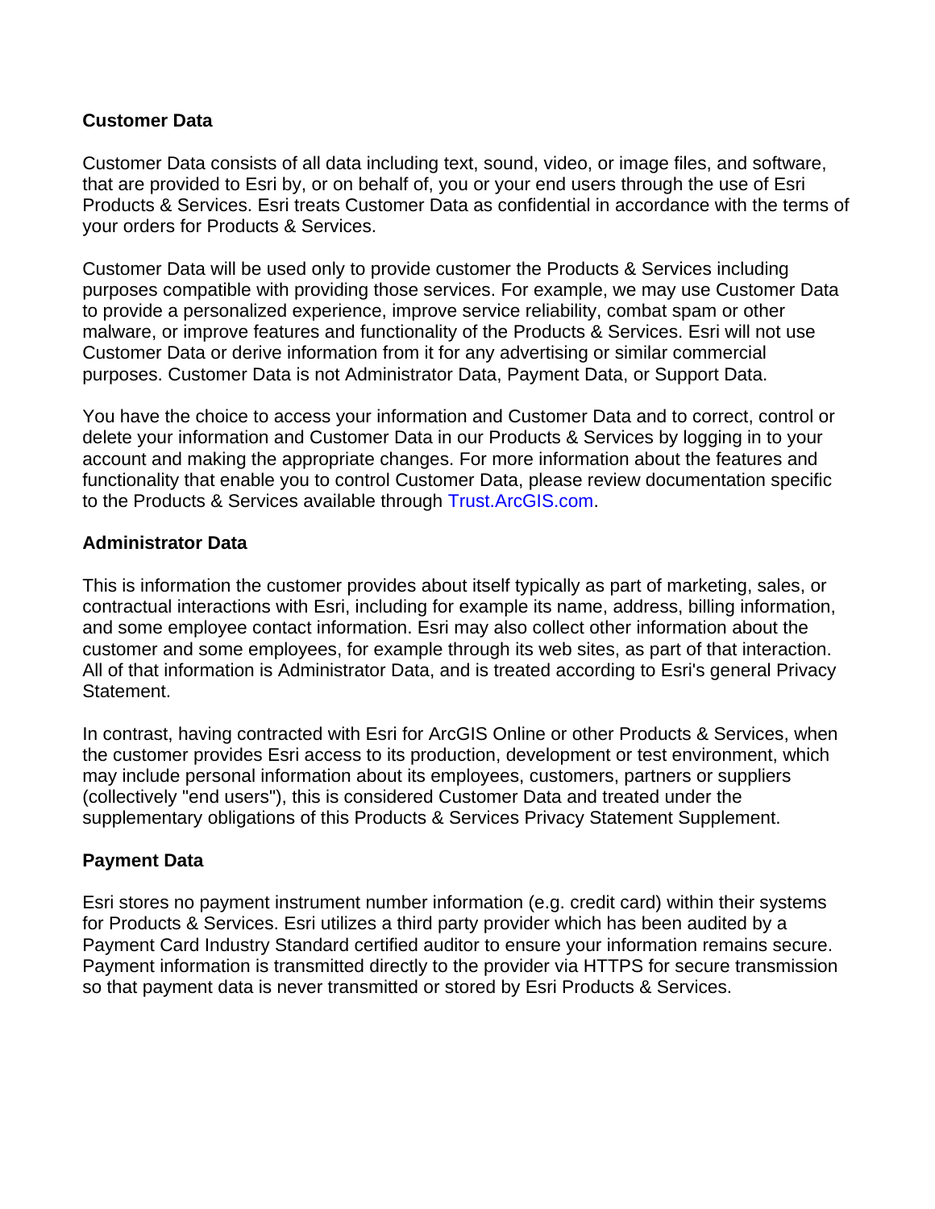**Customer Data**

Customer Data consists of all data including text, sound, video, or image files, and software, that are provided to Esri by, or on behalf of, you or your end users through the use of Esri Products & Services. Esri treats Customer Data as confidential in accordance with the terms of your orders for Products & Services.

Customer Data will be used only to provide customer the Products & Services including purposes compatible with providing those services. For example, we may use Customer Data to provide a personalized experience, improve service reliability, combat spam or other malware, or improve features and functionality of the Products & Services. Esri will not use Customer Data or derive information from it for any advertising or similar commercial purposes. Customer Data is not Administrator Data, Payment Data, or Support Data.

You have the choice to access your information and Customer Data and to correct, control or delete your information and Customer Data in our Products & Services by logging in to your account and making the appropriate changes. For more information about the features and functionality that enable you to control Customer Data, please review documentation specific to the Products & Services available through Trust.ArcGIS.com.

**Administrator Data**

This is information the customer provides about itself typically as part of marketing, sales, or contractual interactions with Esri, including for example its name, address, billing information, and some employee contact information. Esri may also collect other information about the customer and some employees, for example through its web sites, as part of that interaction. All of that information is Administrator Data, and is treated according to Esri's general Privacy Statement.

In contrast, having contracted with Esri for ArcGIS Online or other Products & Services, when the customer provides Esri access to its production, development or test environment, which may include personal information about its employees, customers, partners or suppliers (collectively "end users"), this is considered Customer Data and treated under the supplementary obligations of this Products & Services Privacy Statement Supplement.

**Payment Data**

Esri stores no payment instrument number information (e.g. credit card) within their systems for Products & Services. Esri utilizes a third party provider which has been audited by a Payment Card Industry Standard certified auditor to ensure your information remains secure. Payment information is transmitted directly to the provider via HTTPS for secure transmission so that payment data is never transmitted or stored by Esri Products & Services.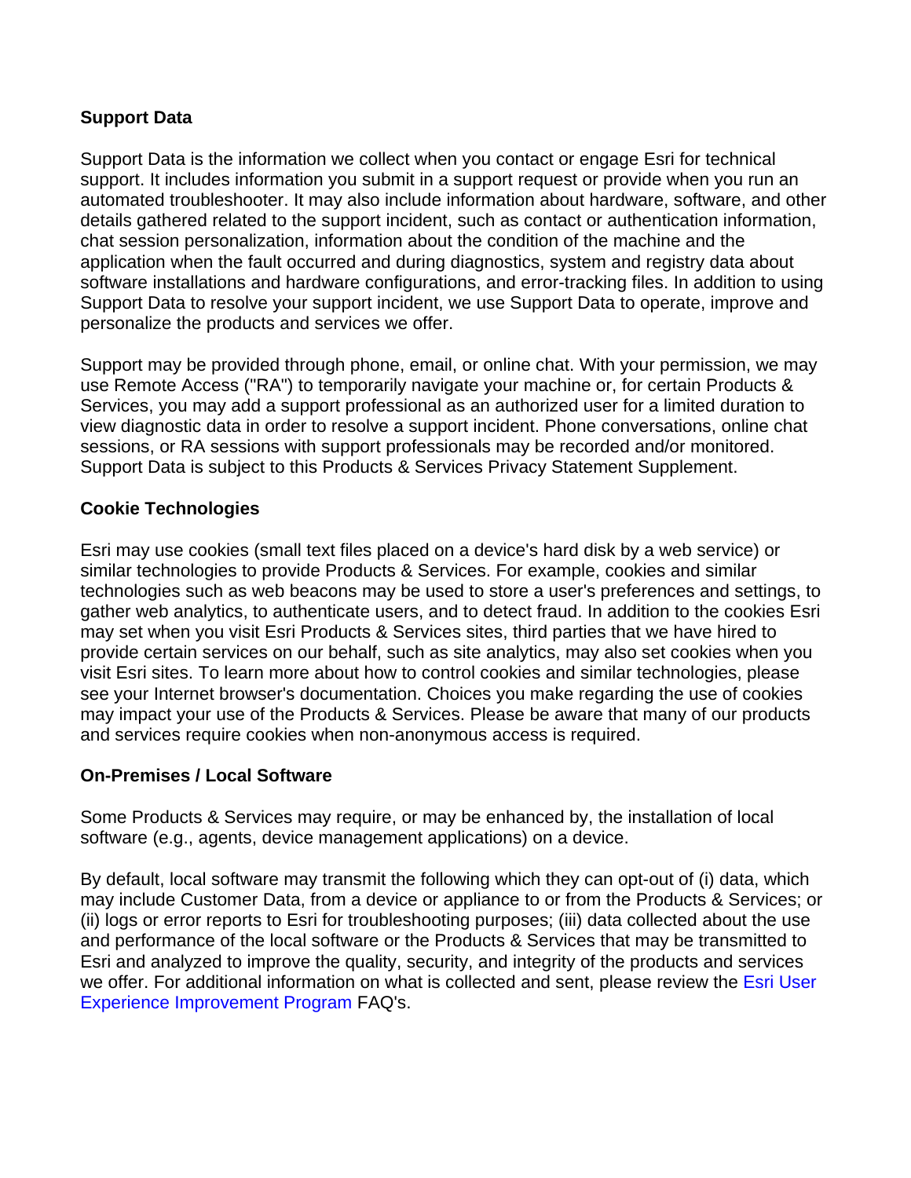**Support Data**

Support Data is the information we collect when you contact or engage Esri for technical support. It includes information you submit in a support request or provide when you run an automated troubleshooter. It may also include information about hardware, software, and other details gathered related to the support incident, such as contact or authentication information, chat session personalization, information about the condition of the machine and the application when the fault occurred and during diagnostics, system and registry data about software installations and hardware configurations, and error-tracking files. In addition to using Support Data to resolve your support incident, we use Support Data to operate, improve and personalize the products and services we offer.

Support may be provided through phone, email, or online chat. With your permission, we may use Remote Access ("RA") to temporarily navigate your machine or, for certain Products & Services, you may add a support professional as an authorized user for a limited duration to view diagnostic data in order to resolve a support incident. Phone conversations, online chat sessions, or RA sessions with support professionals may be recorded and/or monitored. Support Data is subject to this Products & Services Privacy Statement Supplement.

**Cookie Technologies**

Esri may use cookies (small text files placed on a device's hard disk by a web service) or similar technologies to provide Products & Services. For example, cookies and similar technologies such as web beacons may be used to store a user's preferences and settings, to gather web analytics, to authenticate users, and to detect fraud. In addition to the cookies Esri may set when you visit Esri Products & Services sites, third parties that we have hired to provide certain services on our behalf, such as site analytics, may also set cookies when you visit Esri sites. To learn more about how to control cookies and similar technologies, please see your Internet browser's documentation. Choices you make regarding the use of cookies may impact your use of the Products & Services. Please be aware that many of our products and services require cookies when non-anonymous access is required.

**On-Premises / Local Software**

Some Products & Services may require, or may be enhanced by, the installation of local software (e.g., agents, device management applications) on a device.

By default, local software may transmit the following which they can opt-out of (i) data, which may include Customer Data, from a device or appliance to or from the Products & Services; or (ii) logs or error reports to Esri for troubleshooting purposes; (iii) data collected about the use and performance of the local software or the Products & Services that may be transmitted to Esri and analyzed to improve the quality, security, and integrity of the products and services we offer. For additional information on what is collected and sent, please review the Esri User Experience Improvement Program FAQ's.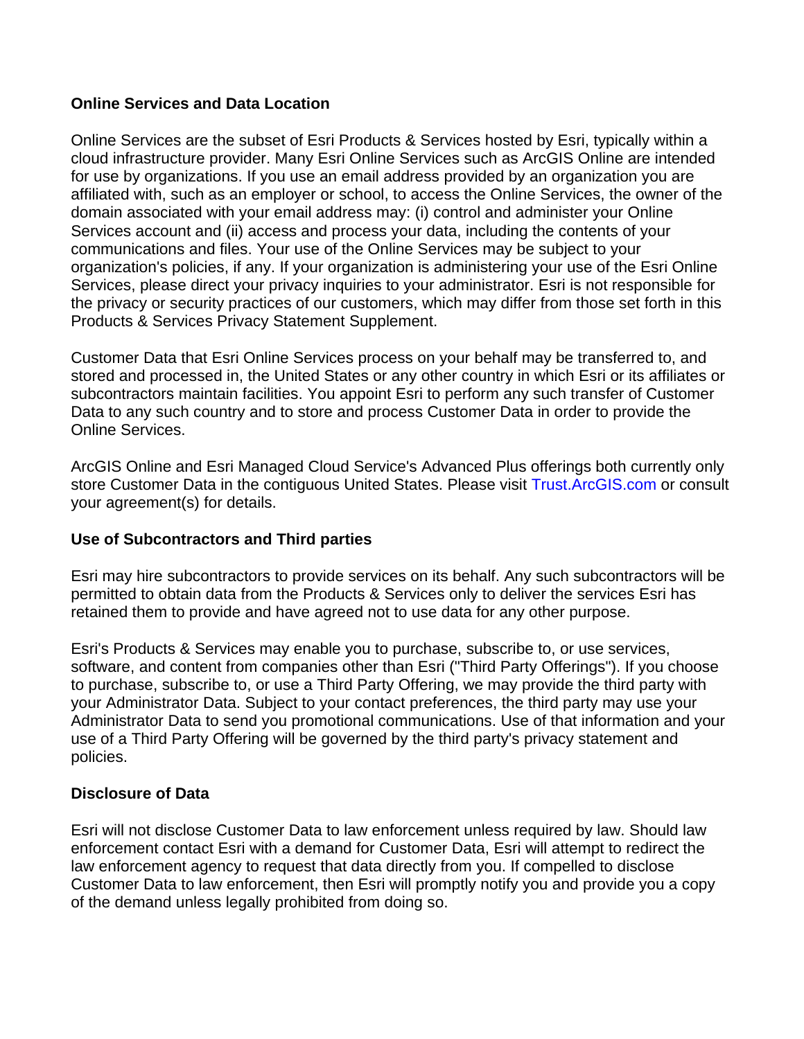**Online Services and Data Location**

Online Services are the subset of Esri Products & Services hosted by Esri, typically within a cloud infrastructure provider. Many Esri Online Services such as ArcGIS Online are intended for use by organizations. If you use an email address provided by an organization you are affiliated with, such as an employer or school, to access the Online Services, the owner of the domain associated with your email address may: (i) control and administer your Online Services account and (ii) access and process your data, including the contents of your communications and files. Your use of the Online Services may be subject to your organization's policies, if any. If your organization is administering your use of the Esri Online Services, please direct your privacy inquiries to your administrator. Esri is not responsible for the privacy or security practices of our customers, which may differ from those set forth in this Products & Services Privacy Statement Supplement.

Customer Data that Esri Online Services process on your behalf may be transferred to, and stored and processed in, the United States or any other country in which Esri or its affiliates or subcontractors maintain facilities. You appoint Esri to perform any such transfer of Customer Data to any such country and to store and process Customer Data in order to provide the Online Services.

ArcGIS Online and Esri Managed Cloud Service's Advanced Plus offerings both currently only store Customer Data in the contiguous United States. Please visit Trust.ArcGIS.com or consult your agreement(s) for details.

**Use of Subcontractors and Third parties**

Esri may hire subcontractors to provide services on its behalf. Any such subcontractors will be permitted to obtain data from the Products & Services only to deliver the services Esri has retained them to provide and have agreed not to use data for any other purpose.

Esri's Products & Services may enable you to purchase, subscribe to, or use services, software, and content from companies other than Esri ("Third Party Offerings"). If you choose to purchase, subscribe to, or use a Third Party Offering, we may provide the third party with your Administrator Data. Subject to your contact preferences, the third party may use your Administrator Data to send you promotional communications. Use of that information and your use of a Third Party Offering will be governed by the third party's privacy statement and policies.

**Disclosure of Data**

Esri will not disclose Customer Data to law enforcement unless required by law. Should law enforcement contact Esri with a demand for Customer Data, Esri will attempt to redirect the law enforcement agency to request that data directly from you. If compelled to disclose Customer Data to law enforcement, then Esri will promptly notify you and provide you a copy of the demand unless legally prohibited from doing so.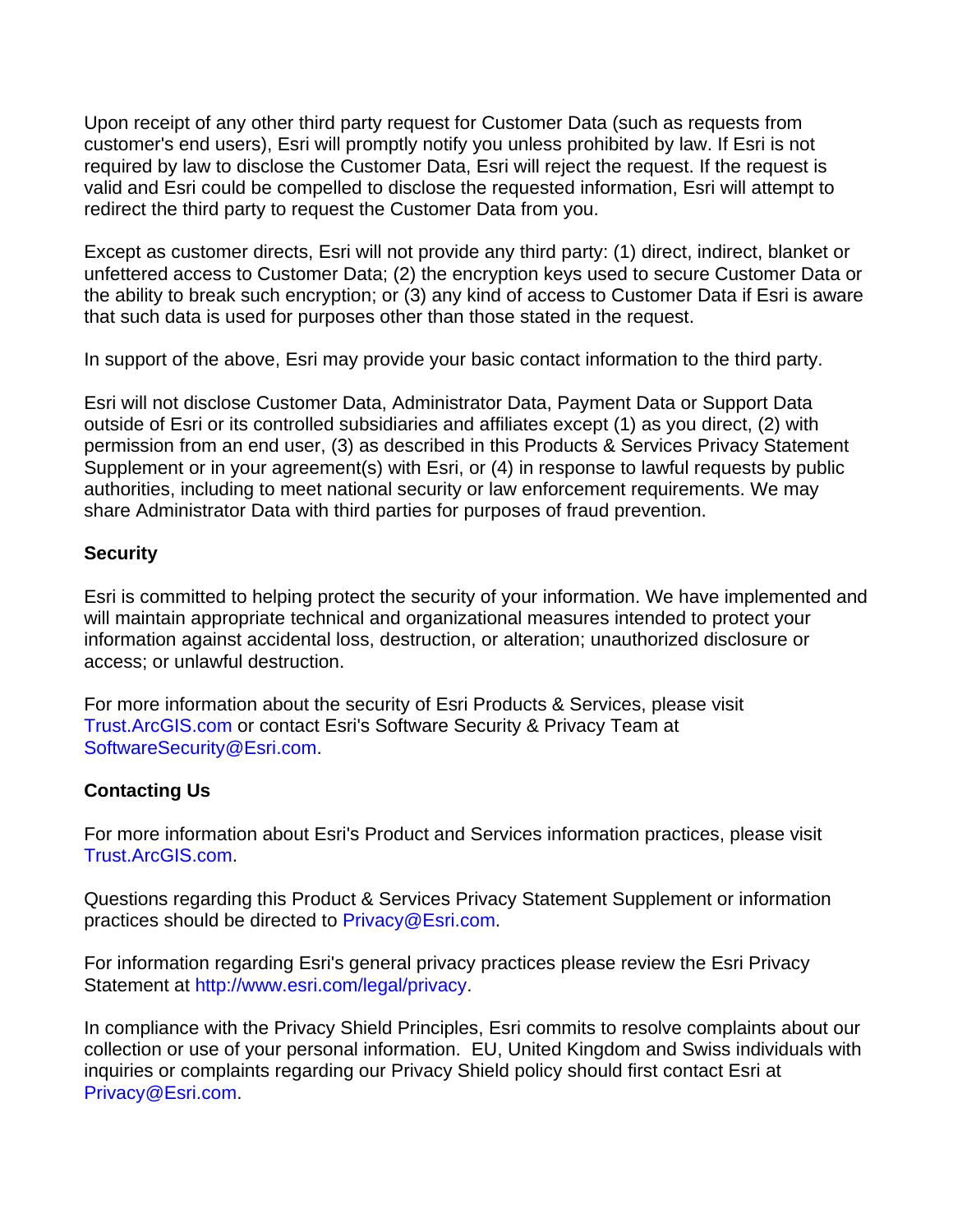Upon receipt of any other third party request for Customer Data (such as requests from customer's end users), Esri will promptly notify you unless prohibited by law. If Esri is not required by law to disclose the Customer Data, Esri will reject the request. If the request is valid and Esri could be compelled to disclose the requested information, Esri will attempt to redirect the third party to request the Customer Data from you.

Except as customer directs, Esri will not provide any third party: (1) direct, indirect, blanket or unfettered access to Customer Data; (2) the encryption keys used to secure Customer Data or the ability to break such encryption; or (3) any kind of access to Customer Data if Esri is aware that such data is used for purposes other than those stated in the request.

In support of the above, Esri may provide your basic contact information to the third party.

Esri will not disclose Customer Data, Administrator Data, Payment Data or Support Data outside of Esri or its controlled subsidiaries and affiliates except (1) as you direct, (2) with permission from an end user, (3) as described in this Products & Services Privacy Statement Supplement or in your agreement(s) with Esri, or (4) in response to lawful requests by public authorities, including to meet national security or law enforcement requirements. We may share Administrator Data with third parties for purposes of fraud prevention.

**Security**

Esri is committed to helping protect the security of your information. We have implemented and will maintain appropriate technical and organizational measures intended to protect your information against accidental loss, destruction, or alteration; unauthorized disclosure or access; or unlawful destruction.

For more information about the security of Esri Products & Services, please visit Trust.ArcGIS.com or contact Esri's Software Security & Privacy Team at SoftwareSecurity@Esri.com.

**Contacting Us**

For more information about Esri's Product and Services information practices, please visit Trust.ArcGIS.com.

Questions regarding this Product & Services Privacy Statement Supplement or information practices should be directed to Privacy@Esri.com.

For information regarding Esri's general privacy practices please review the Esri Privacy Statement at http://www.esri.com/legal/privacy.

In compliance with the Privacy Shield Principles, Esri commits to resolve complaints about our collection or use of your personal information. EU, United Kingdom and Swiss individuals with inquiries or complaints regarding our Privacy Shield policy should first contact Esri at Privacy@Esri.com.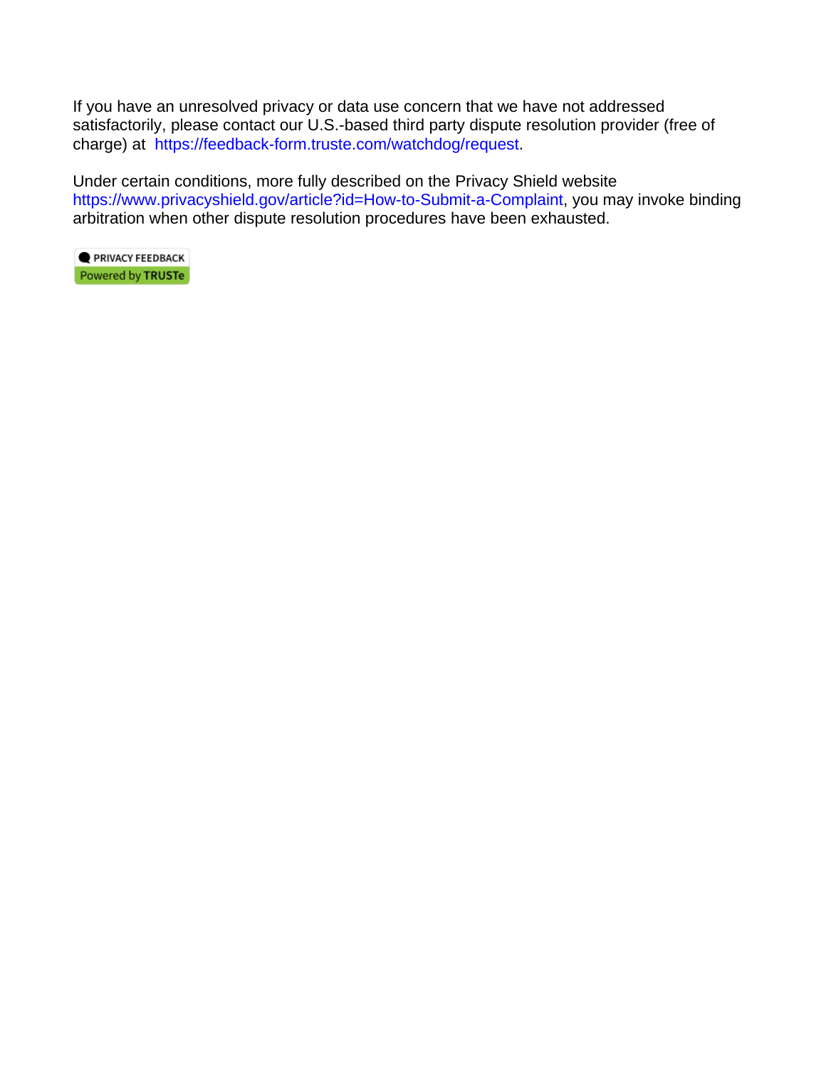If you have an unresolved privacy or data use concern that we have not addressed satisfactorily, please contact our U.S.-based third party dispute resolution provider (free of charge) at https://feedback-form.truste.com/watchdog/request.

Under certain conditions, more fully described on the Privacy Shield website https://www.privacyshield.gov/article?id=How-to-Submit-a-Complaint, you may invoke binding arbitration when other dispute resolution procedures have been exhausted.

PRIVACY FEEDBACK
Powered by TRUSTe